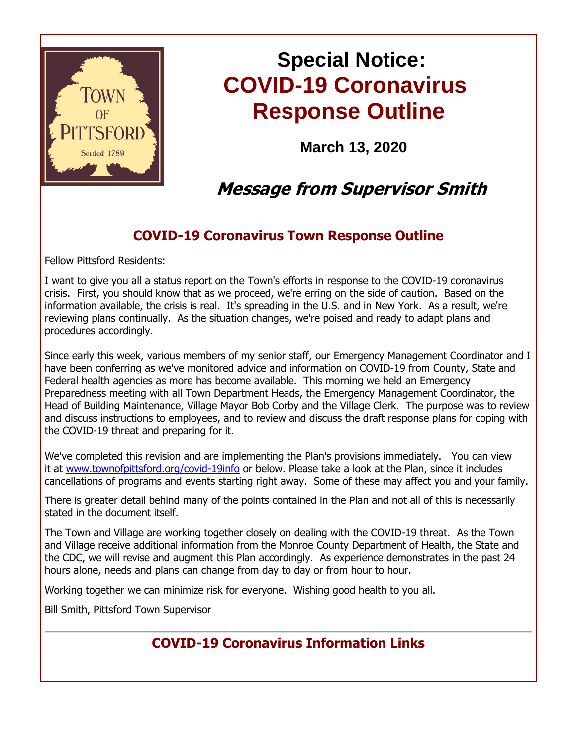Town of Pittsford
Settled 1789

# Special Notice: COVID-19 Coronavirus Response Outline

**March 13, 2020**

## *Message from Supervisor Smith*

### COVID-19 Coronavirus Town Response Outline

Fellow Pittsford Residents:

I want to give you all a status report on the Town's efforts in response to the COVID-19 coronavirus crisis. First, you should know that as we proceed, we're erring on the side of caution. Based on the information available, the crisis is real. It's spreading in the U.S. and in New York. As a result, we're reviewing plans continually. As the situation changes, we're poised and ready to adapt plans and procedures accordingly.

Since early this week, various members of my senior staff, our Emergency Management Coordinator and I have been conferring as we've monitored advice and information on COVID-19 from County, State and Federal health agencies as more has become available. This morning we held an Emergency Preparedness meeting with all Town Department Heads, the Emergency Management Coordinator, the Head of Building Maintenance, Village Mayor Bob Corby and the Village Clerk. The purpose was to review and discuss instructions to employees, and to review and discuss the draft response plans for coping with the COVID-19 threat and preparing for it.

We've completed this revision and are implementing the Plan's provisions immediately. You can view it at [www.townofpittsford.org/covid-19info](www.townofpittsford.org/covid-19info) or below. Please take a look at the Plan, since it includes cancellations of programs and events starting right away. Some of these may affect you and your family.

There is greater detail behind many of the points contained in the Plan and not all of this is necessarily stated in the document itself.

The Town and Village are working together closely on dealing with the COVID-19 threat. As the Town and Village receive additional information from the Monroe County Department of Health, the State and the CDC, we will revise and augment this Plan accordingly. As experience demonstrates in the past 24 hours alone, needs and plans can change from day to day or from hour to hour.

Working together we can minimize risk for everyone. Wishing good health to you all.

Bill Smith, Pittsford Town Supervisor

---

### COVID-19 Coronavirus Information Links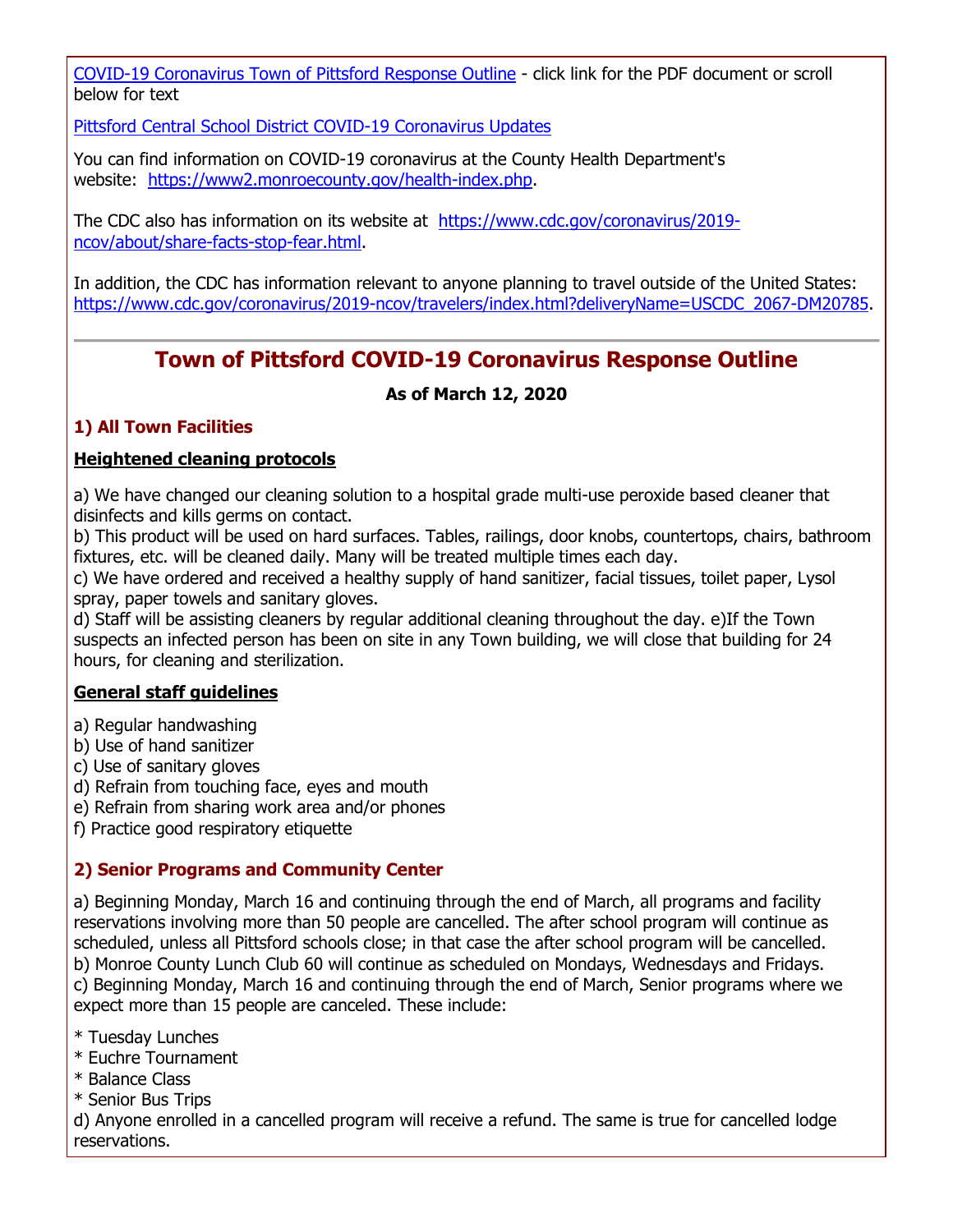[COVID-19 Coronavirus Town of Pittsford Response Outline](#) - click link for the PDF document or scroll below for text

[Pittsford Central School District COVID-19 Coronavirus Updates](#)

You can find information on COVID-19 coronavirus at the County Health Department's website: [https://www2.monroecounty.gov/health-index.php](https://www2.monroecounty.gov/health-index.php).

The CDC also has information on its website at [https://www.cdc.gov/coronavirus/2019-ncov/about/share-facts-stop-fear.html](https://www.cdc.gov/coronavirus/2019-ncov/about/share-facts-stop-fear.html).

In addition, the CDC has information relevant to anyone planning to travel outside of the United States: [https://www.cdc.gov/coronavirus/2019-ncov/travelers/index.html?deliveryName=USCDC_2067-DM20785](https://www.cdc.gov/coronavirus/2019-ncov/travelers/index.html?deliveryName=USCDC_2067-DM20785).

---

# Town of Pittsford COVID-19 Coronavirus Response Outline

**As of March 12, 2020**

## 1) All Town Facilities

**Heightened cleaning protocols**

a) We have changed our cleaning solution to a hospital grade multi-use peroxide based cleaner that disinfects and kills germs on contact.
b) This product will be used on hard surfaces. Tables, railings, door knobs, countertops, chairs, bathroom fixtures, etc. will be cleaned daily. Many will be treated multiple times each day.
c) We have ordered and received a healthy supply of hand sanitizer, facial tissues, toilet paper, Lysol spray, paper towels and sanitary gloves.
d) Staff will be assisting cleaners by regular additional cleaning throughout the day. e)If the Town suspects an infected person has been on site in any Town building, we will close that building for 24 hours, for cleaning and sterilization.

**General staff guidelines**

a) Regular handwashing
b) Use of hand sanitizer
c) Use of sanitary gloves
d) Refrain from touching face, eyes and mouth
e) Refrain from sharing work area and/or phones
f) Practice good respiratory etiquette

## 2) Senior Programs and Community Center

a) Beginning Monday, March 16 and continuing through the end of March, all programs and facility reservations involving more than 50 people are cancelled. The after school program will continue as scheduled, unless all Pittsford schools close; in that case the after school program will be cancelled.
b) Monroe County Lunch Club 60 will continue as scheduled on Mondays, Wednesdays and Fridays.
c) Beginning Monday, March 16 and continuing through the end of March, Senior programs where we expect more than 15 people are canceled. These include:

* Tuesday Lunches
* Euchre Tournament
* Balance Class
* Senior Bus Trips

d) Anyone enrolled in a cancelled program will receive a refund. The same is true for cancelled lodge reservations.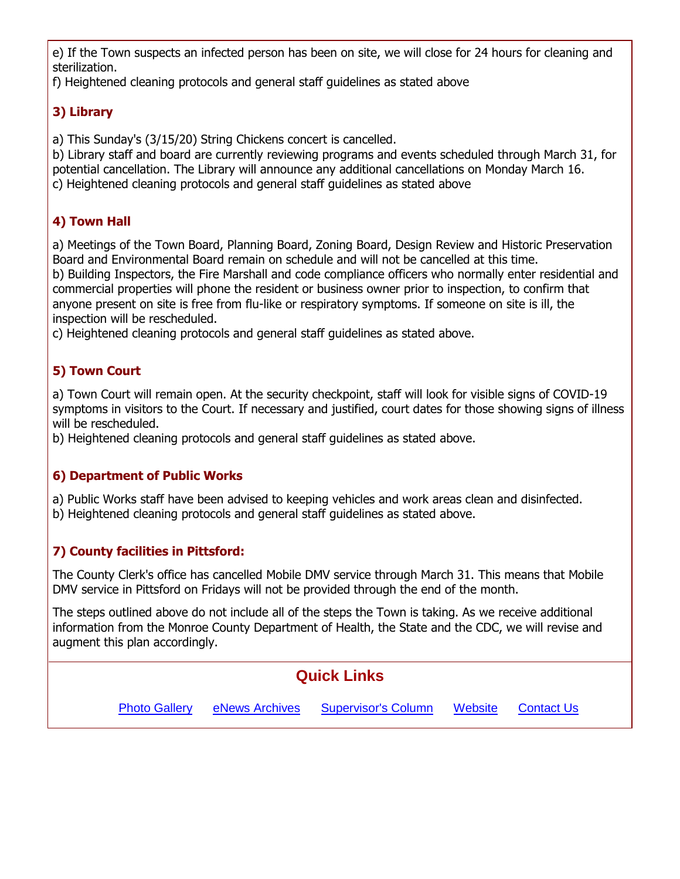e) If the Town suspects an infected person has been on site, we will close for 24 hours for cleaning and sterilization.
f) Heightened cleaning protocols and general staff guidelines as stated above

### 3) Library

a) This Sunday's (3/15/20) String Chickens concert is cancelled.
b) Library staff and board are currently reviewing programs and events scheduled through March 31, for potential cancellation. The Library will announce any additional cancellations on Monday March 16.
c) Heightened cleaning protocols and general staff guidelines as stated above

### 4) Town Hall

a) Meetings of the Town Board, Planning Board, Zoning Board, Design Review and Historic Preservation Board and Environmental Board remain on schedule and will not be cancelled at this time.
b) Building Inspectors, the Fire Marshall and code compliance officers who normally enter residential and commercial properties will phone the resident or business owner prior to inspection, to confirm that anyone present on site is free from flu-like or respiratory symptoms. If someone on site is ill, the inspection will be rescheduled.
c) Heightened cleaning protocols and general staff guidelines as stated above.

### 5) Town Court

a) Town Court will remain open. At the security checkpoint, staff will look for visible signs of COVID-19 symptoms in visitors to the Court. If necessary and justified, court dates for those showing signs of illness will be rescheduled.
b) Heightened cleaning protocols and general staff guidelines as stated above.

### 6) Department of Public Works

a) Public Works staff have been advised to keeping vehicles and work areas clean and disinfected.
b) Heightened cleaning protocols and general staff guidelines as stated above.

### 7) County facilities in Pittsford:

The County Clerk's office has cancelled Mobile DMV service through March 31. This means that Mobile DMV service in Pittsford on Fridays will not be provided through the end of the month.

The steps outlined above do not include all of the steps the Town is taking. As we receive additional information from the Monroe County Department of Health, the State and the CDC, we will revise and augment this plan accordingly.

## Quick Links

Photo Gallery    eNews Archives    Supervisor's Column    Website    Contact Us